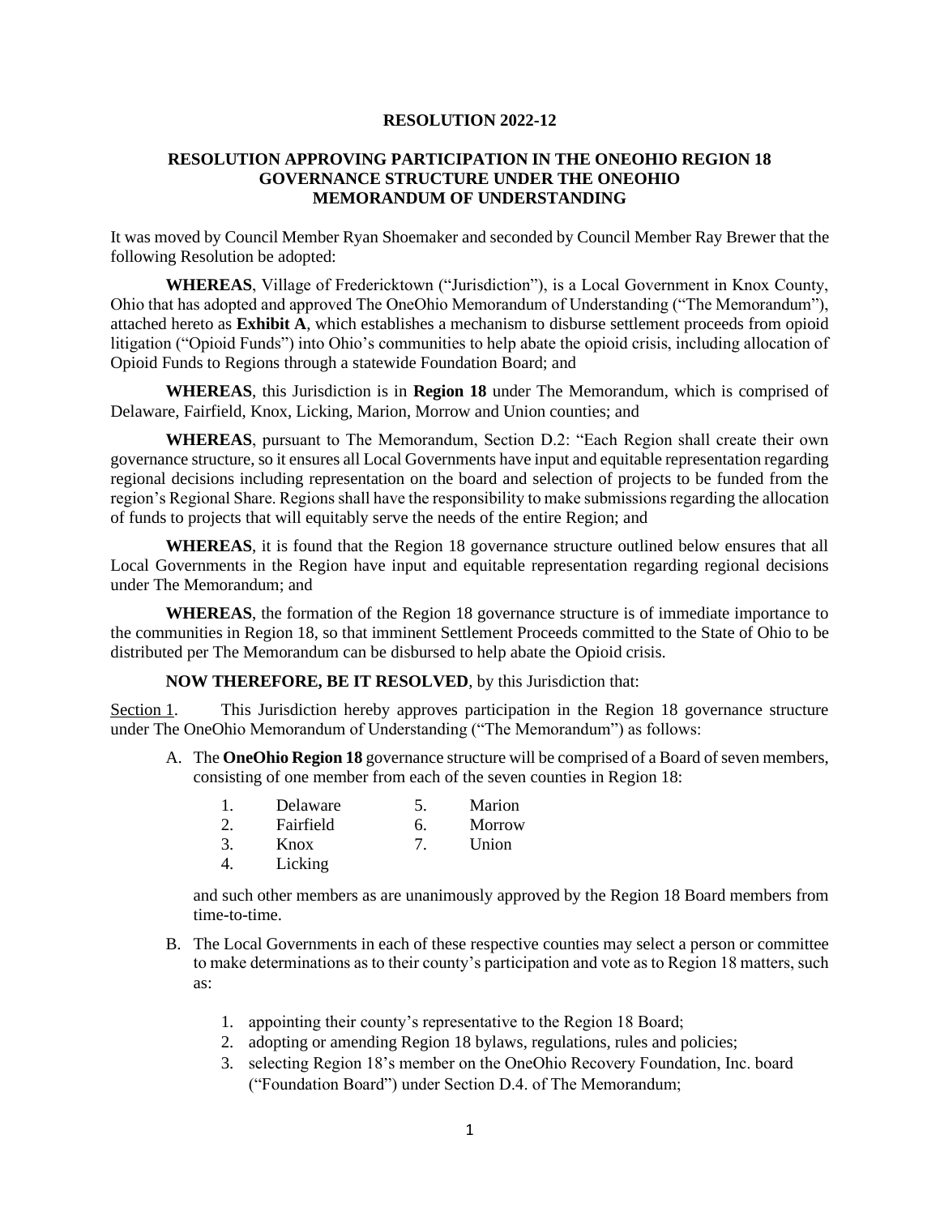# RESOLUTION 2022-12

## RESOLUTION APPROVING PARTICIPATION IN THE ONEOHIO REGION 18 GOVERNANCE STRUCTURE UNDER THE ONEOHIO MEMORANDUM OF UNDERSTANDING

It was moved by Council Member Ryan Shoemaker and seconded by Council Member Ray Brewer that the following Resolution be adopted:

**WHEREAS**, Village of Fredericktown ("Jurisdiction"), is a Local Government in Knox County, Ohio that has adopted and approved The OneOhio Memorandum of Understanding ("The Memorandum"), attached hereto as **Exhibit A**, which establishes a mechanism to disburse settlement proceeds from opioid litigation ("Opioid Funds") into Ohio's communities to help abate the opioid crisis, including allocation of Opioid Funds to Regions through a statewide Foundation Board; and

**WHEREAS**, this Jurisdiction is in **Region 18** under The Memorandum, which is comprised of Delaware, Fairfield, Knox, Licking, Marion, Morrow and Union counties; and

**WHEREAS**, pursuant to The Memorandum, Section D.2: "Each Region shall create their own governance structure, so it ensures all Local Governments have input and equitable representation regarding regional decisions including representation on the board and selection of projects to be funded from the region's Regional Share. Regions shall have the responsibility to make submissions regarding the allocation of funds to projects that will equitably serve the needs of the entire Region; and

**WHEREAS**, it is found that the Region 18 governance structure outlined below ensures that all Local Governments in the Region have input and equitable representation regarding regional decisions under The Memorandum; and

**WHEREAS**, the formation of the Region 18 governance structure is of immediate importance to the communities in Region 18, so that imminent Settlement Proceeds committed to the State of Ohio to be distributed per The Memorandum can be disbursed to help abate the Opioid crisis.

**NOW THEREFORE, BE IT RESOLVED**, by this Jurisdiction that:

Section 1. This Jurisdiction hereby approves participation in the Region 18 governance structure under The OneOhio Memorandum of Understanding ("The Memorandum") as follows:

A. The **OneOhio Region 18** governance structure will be comprised of a Board of seven members, consisting of one member from each of the seven counties in Region 18:

1. Delaware
2. Fairfield
3. Knox
4. Licking
5. Marion
6. Morrow
7. Union

and such other members as are unanimously approved by the Region 18 Board members from time-to-time.

B. The Local Governments in each of these respective counties may select a person or committee to make determinations as to their county's participation and vote as to Region 18 matters, such as:

1. appointing their county's representative to the Region 18 Board;
2. adopting or amending Region 18 bylaws, regulations, rules and policies;
3. selecting Region 18's member on the OneOhio Recovery Foundation, Inc. board ("Foundation Board") under Section D.4. of The Memorandum;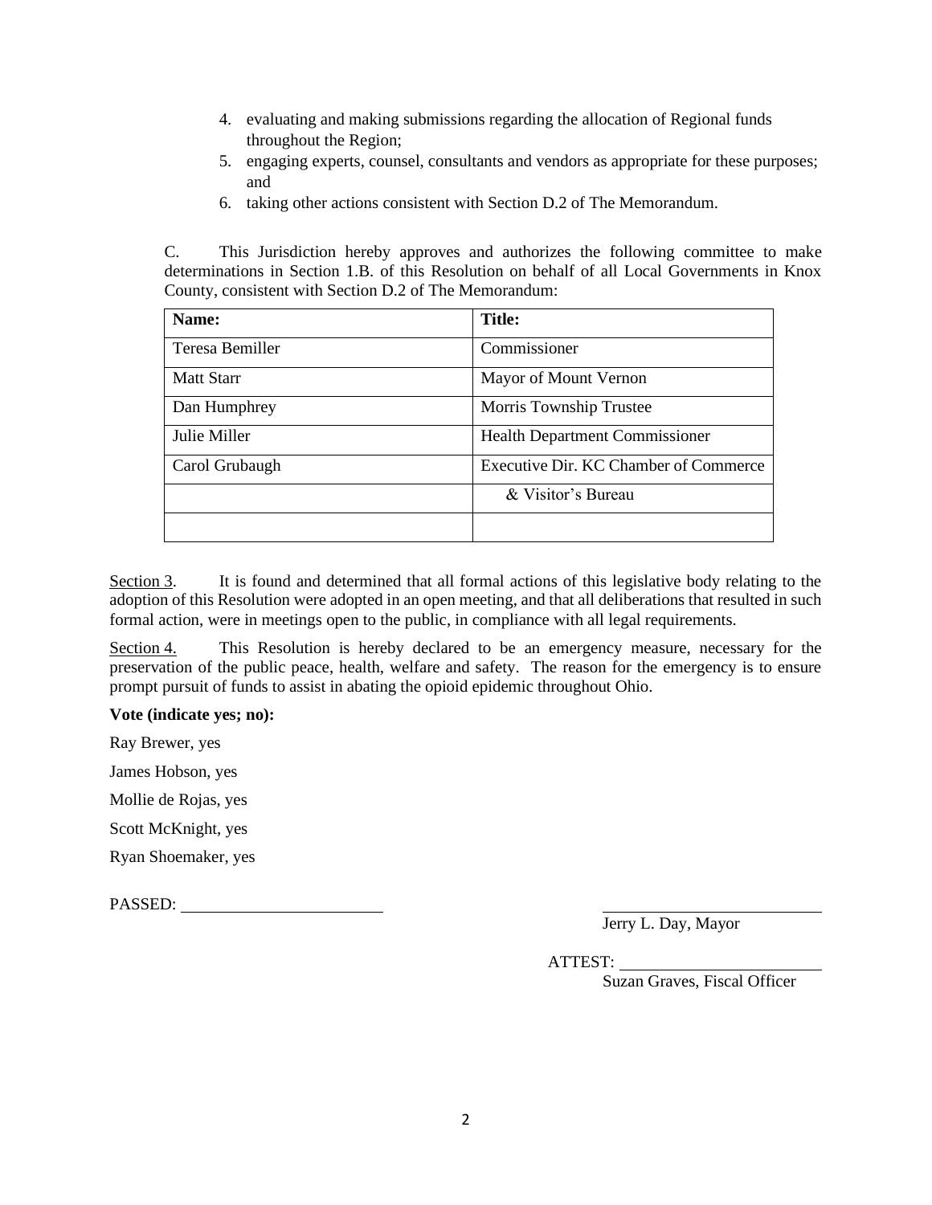4. evaluating and making submissions regarding the allocation of Regional funds throughout the Region;
5. engaging experts, counsel, consultants and vendors as appropriate for these purposes; and
6. taking other actions consistent with Section D.2 of The Memorandum.

C. This Jurisdiction hereby approves and authorizes the following committee to make determinations in Section 1.B. of this Resolution on behalf of all Local Governments in Knox County, consistent with Section D.2 of The Memorandum:

| **Name:** | **Title:** |
|---|---|
| Teresa Bemiller | Commissioner |
| Matt Starr | Mayor of Mount Vernon |
| Dan Humphrey | Morris Township Trustee |
| Julie Miller | Health Department Commissioner |
| Carol Grubaugh | Executive Dir. KC Chamber of Commerce |
| | & Visitor's Bureau |
| | |

Section 3. It is found and determined that all formal actions of this legislative body relating to the adoption of this Resolution were adopted in an open meeting, and that all deliberations that resulted in such formal action, were in meetings open to the public, in compliance with all legal requirements.

Section 4. This Resolution is hereby declared to be an emergency measure, necessary for the preservation of the public peace, health, welfare and safety. The reason for the emergency is to ensure prompt pursuit of funds to assist in abating the opioid epidemic throughout Ohio.

**Vote (indicate yes; no):**

Ray Brewer, yes

James Hobson, yes

Mollie de Rojas, yes

Scott McKnight, yes

Ryan Shoemaker, yes

PASSED: ______________________

______________________
Jerry L. Day, Mayor

ATTEST: ______________________
Suzan Graves, Fiscal Officer